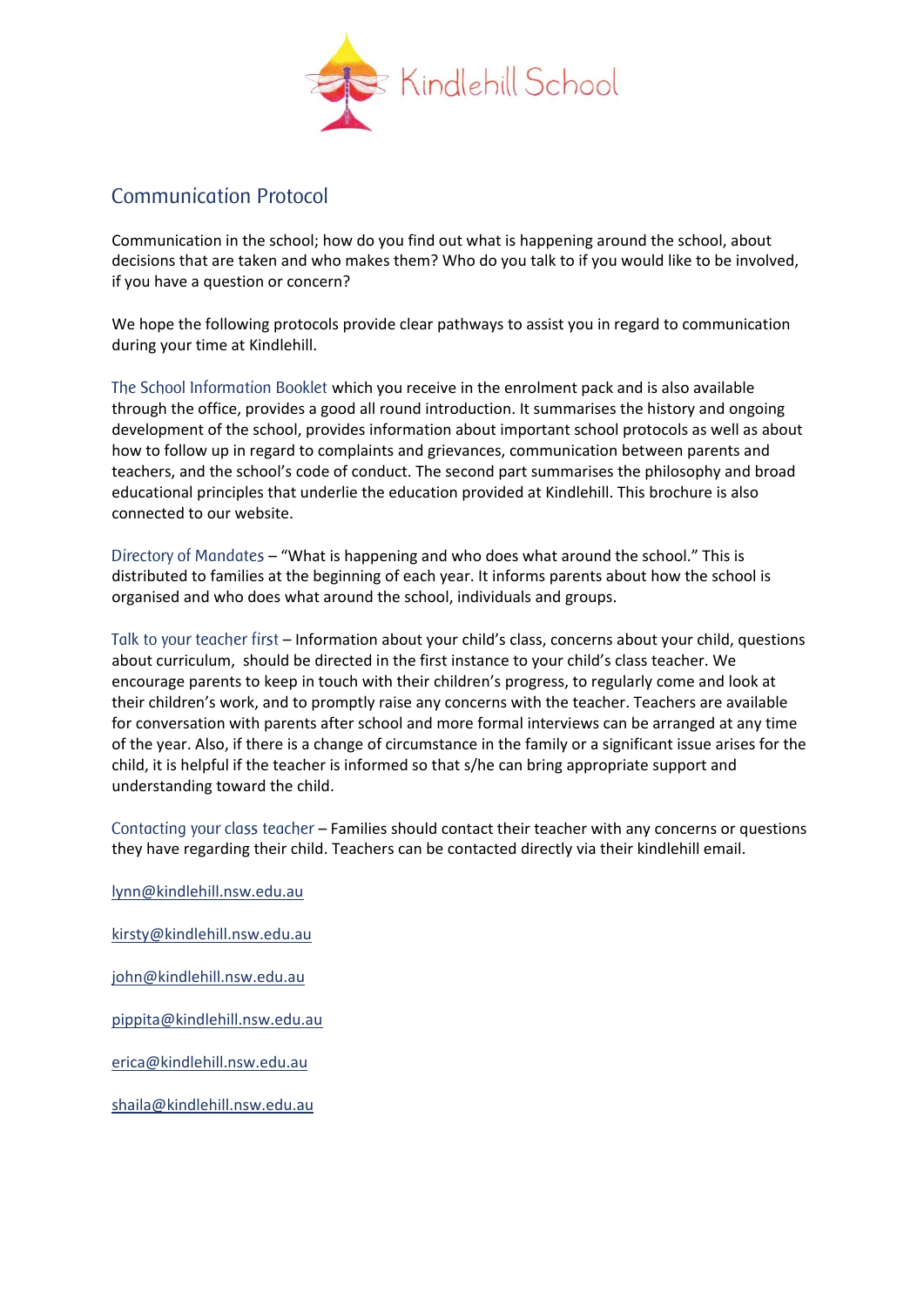Kindlehill School

# Communication Protocol

Communication in the school; how do you find out what is happening around the school, about decisions that are taken and who makes them? Who do you talk to if you would like to be involved, if you have a question or concern?

We hope the following protocols provide clear pathways to assist you in regard to communication during your time at Kindlehill.

**The School Information Booklet** which you receive in the enrolment pack and is also available through the office, provides a good all round introduction. It summarises the history and ongoing development of the school, provides information about important school protocols as well as about how to follow up in regard to complaints and grievances, communication between parents and teachers, and the school's code of conduct. The second part summarises the philosophy and broad educational principles that underlie the education provided at Kindlehill. This brochure is also connected to our website.

**Directory of Mandates** – "What is happening and who does what around the school." This is distributed to families at the beginning of each year. It informs parents about how the school is organised and who does what around the school, individuals and groups.

**Talk to your teacher first** – Information about your child's class, concerns about your child, questions about curriculum, should be directed in the first instance to your child's class teacher. We encourage parents to keep in touch with their children's progress, to regularly come and look at their children's work, and to promptly raise any concerns with the teacher. Teachers are available for conversation with parents after school and more formal interviews can be arranged at any time of the year. Also, if there is a change of circumstance in the family or a significant issue arises for the child, it is helpful if the teacher is informed so that s/he can bring appropriate support and understanding toward the child.

**Contacting your class teacher** – Families should contact their teacher with any concerns or questions they have regarding their child. Teachers can be contacted directly via their kindlehill email.

lynn@kindlehill.nsw.edu.au

kirsty@kindlehill.nsw.edu.au

john@kindlehill.nsw.edu.au

pippita@kindlehill.nsw.edu.au

erica@kindlehill.nsw.edu.au

shaila@kindlehill.nsw.edu.au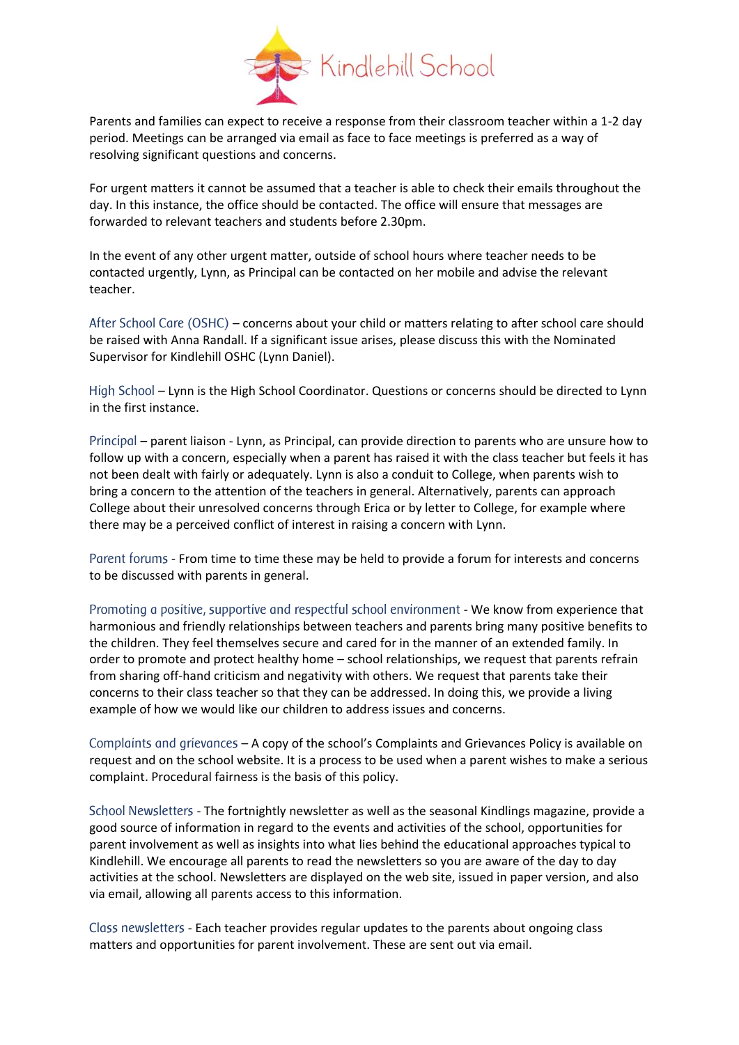Parents and families can expect to receive a response from their classroom teacher within a 1-2 day period. Meetings can be arranged via email as face to face meetings is preferred as a way of resolving significant questions and concerns.

For urgent matters it cannot be assumed that a teacher is able to check their emails throughout the day. In this instance, the office should be contacted. The office will ensure that messages are forwarded to relevant teachers and students before 2.30pm.

In the event of any other urgent matter, outside of school hours where teacher needs to be contacted urgently, Lynn, as Principal can be contacted on her mobile and advise the relevant teacher.

After School Care (OSHC) – concerns about your child or matters relating to after school care should be raised with Anna Randall. If a significant issue arises, please discuss this with the Nominated Supervisor for Kindlehill OSHC (Lynn Daniel).

High School – Lynn is the High School Coordinator. Questions or concerns should be directed to Lynn in the first instance.

Principal – parent liaison - Lynn, as Principal, can provide direction to parents who are unsure how to follow up with a concern, especially when a parent has raised it with the class teacher but feels it has not been dealt with fairly or adequately. Lynn is also a conduit to College, when parents wish to bring a concern to the attention of the teachers in general. Alternatively, parents can approach College about their unresolved concerns through Erica or by letter to College, for example where there may be a perceived conflict of interest in raising a concern with Lynn.

Parent forums - From time to time these may be held to provide a forum for interests and concerns to be discussed with parents in general.

Promoting a positive, supportive and respectful school environment - We know from experience that harmonious and friendly relationships between teachers and parents bring many positive benefits to the children. They feel themselves secure and cared for in the manner of an extended family. In order to promote and protect healthy home – school relationships, we request that parents refrain from sharing off-hand criticism and negativity with others. We request that parents take their concerns to their class teacher so that they can be addressed. In doing this, we provide a living example of how we would like our children to address issues and concerns.

Complaints and grievances – A copy of the school's Complaints and Grievances Policy is available on request and on the school website. It is a process to be used when a parent wishes to make a serious complaint. Procedural fairness is the basis of this policy.

School Newsletters - The fortnightly newsletter as well as the seasonal Kindlings magazine, provide a good source of information in regard to the events and activities of the school, opportunities for parent involvement as well as insights into what lies behind the educational approaches typical to Kindlehill. We encourage all parents to read the newsletters so you are aware of the day to day activities at the school. Newsletters are displayed on the web site, issued in paper version, and also via email, allowing all parents access to this information.

Class newsletters - Each teacher provides regular updates to the parents about ongoing class matters and opportunities for parent involvement. These are sent out via email.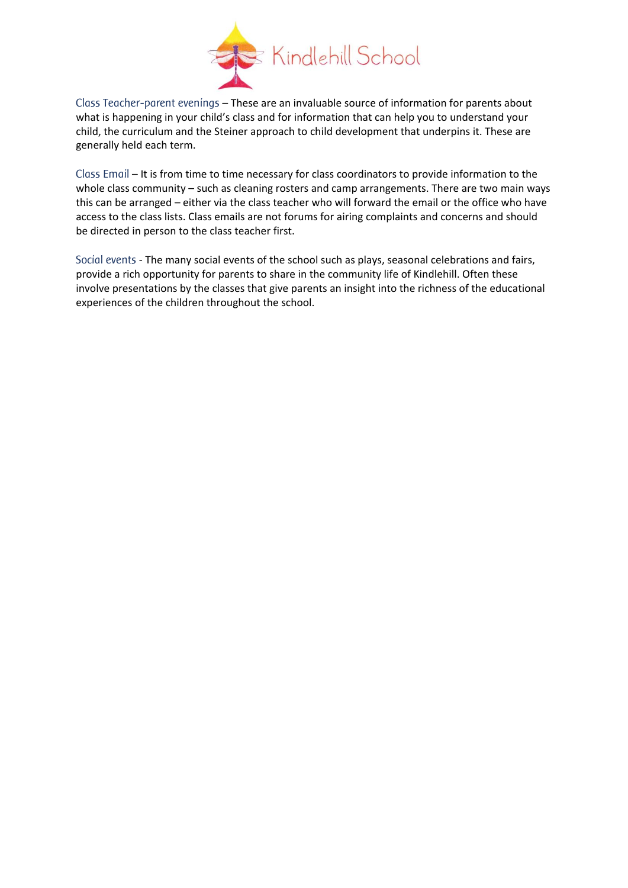Class Teacher-parent evenings – These are an invaluable source of information for parents about what is happening in your child's class and for information that can help you to understand your child, the curriculum and the Steiner approach to child development that underpins it. These are generally held each term.

Class Email – It is from time to time necessary for class coordinators to provide information to the whole class community – such as cleaning rosters and camp arrangements. There are two main ways this can be arranged – either via the class teacher who will forward the email or the office who have access to the class lists. Class emails are not forums for airing complaints and concerns and should be directed in person to the class teacher first.

Social events - The many social events of the school such as plays, seasonal celebrations and fairs, provide a rich opportunity for parents to share in the community life of Kindlehill. Often these involve presentations by the classes that give parents an insight into the richness of the educational experiences of the children throughout the school.